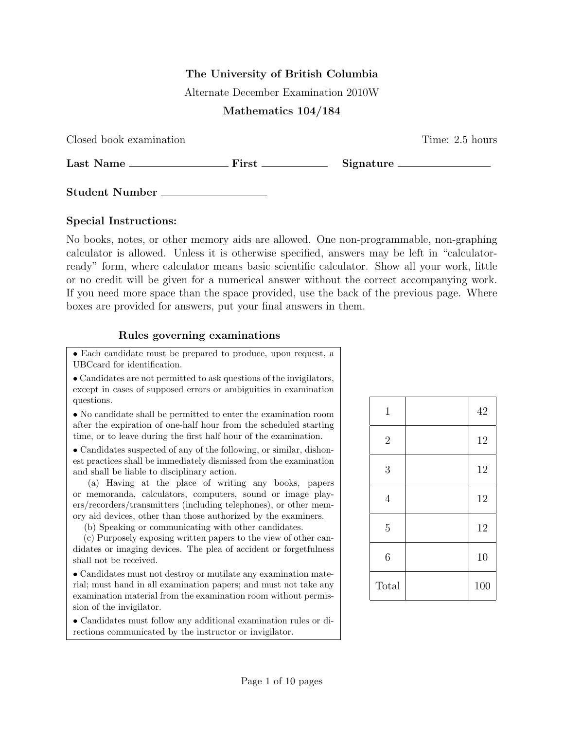**The University of British Columbia**

Alternate December Examination 2010W

**Mathematics 104/184**

Closed book examination Time: 2.5 hours

**Last Name** \_\_\_\_\_\_\_\_\_\_\_\_\_\_\_\_ **First** \_\_\_\_\_\_\_\_\_\_\_\_ **Signature** \_\_\_\_\_\_\_\_\_\_\_\_\_\_\_\_

**Student Number** \_\_\_\_\_\_\_\_\_\_\_\_\_\_\_\_

**Special Instructions:**

No books, notes, or other memory aids are allowed. One non-programmable, non-graphing calculator is allowed. Unless it is otherwise specified, answers may be left in "calculator-ready" form, where calculator means basic scientific calculator. Show all your work, little or no credit will be given for a numerical answer without the correct accompanying work. If you need more space than the space provided, use the back of the previous page. Where boxes are provided for answers, put your final answers in them.

**Rules governing examinations**

- Each candidate must be prepared to produce, upon request, a UBCcard for identification.
- Candidates are not permitted to ask questions of the invigilators, except in cases of supposed errors or ambiguities in examination questions.
- No candidate shall be permitted to enter the examination room after the expiration of one-half hour from the scheduled starting time, or to leave during the first half hour of the examination.
- Candidates suspected of any of the following, or similar, dishonest practices shall be immediately dismissed from the examination and shall be liable to disciplinary action.
  - (a) Having at the place of writing any books, papers or memoranda, calculators, computers, sound or image players/recorders/transmitters (including telephones), or other memory aid devices, other than those authorized by the examiners.
  - (b) Speaking or communicating with other candidates.
  - (c) Purposely exposing written papers to the view of other candidates or imaging devices. The plea of accident or forgetfulness shall not be received.
- Candidates must not destroy or mutilate any examination material; must hand in all examination papers; and must not take any examination material from the examination room without permission of the invigilator.
- Candidates must follow any additional examination rules or directions communicated by the instructor or invigilator.

| | | |
|---|---|---|
| 1 | | 42 |
| 2 | | 12 |
| 3 | | 12 |
| 4 | | 12 |
| 5 | | 12 |
| 6 | | 10 |
| Total | | 100 |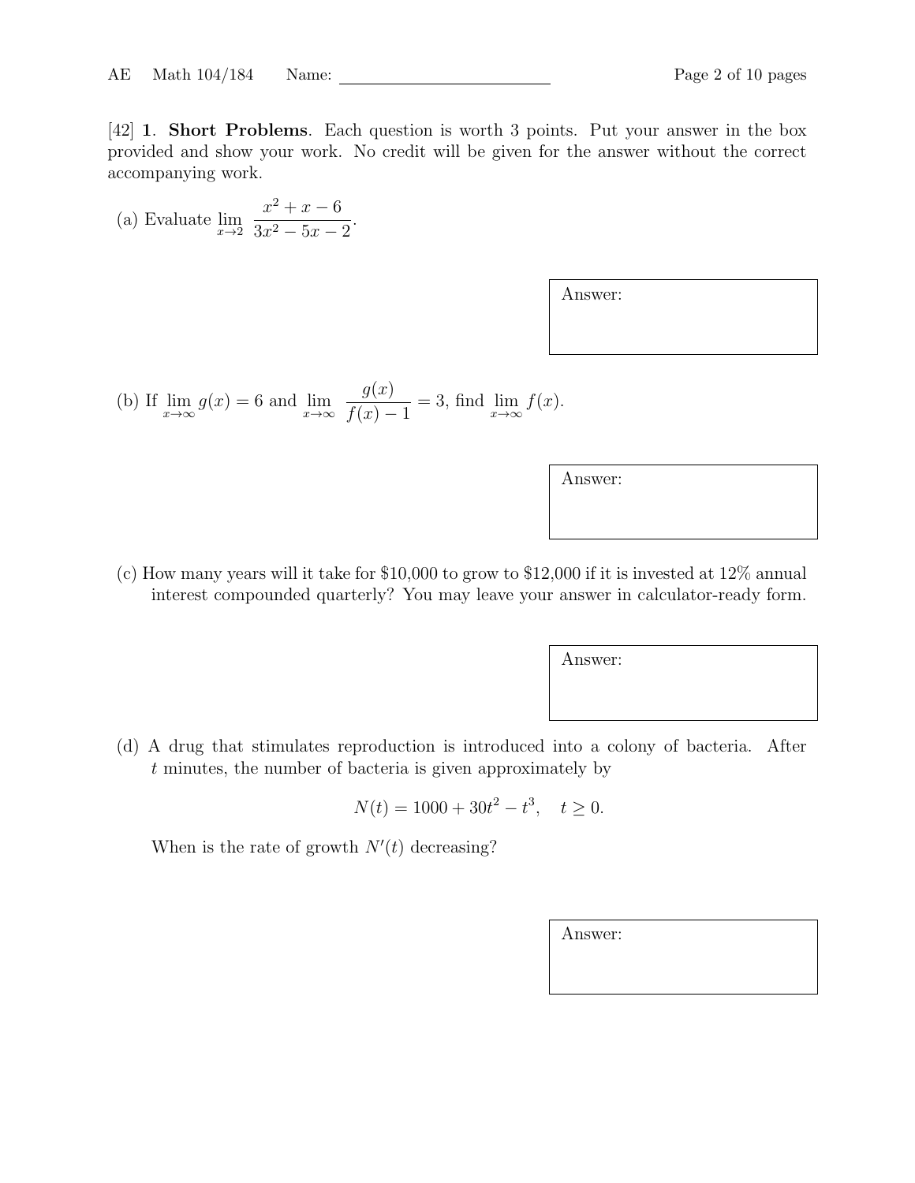[42] **1**. **Short Problems**. Each question is worth 3 points. Put your answer in the box provided and show your work. No credit will be given for the answer without the correct accompanying work.

(a) Evaluate $\lim_{x\to 2} \dfrac{x^2 + x - 6}{3x^2 - 5x - 2}$.

Answer:

(b) If $\lim_{x\to\infty} g(x) = 6$ and $\lim_{x\to\infty} \dfrac{g(x)}{f(x) - 1} = 3$, find $\lim_{x\to\infty} f(x)$.

Answer:

(c) How many years will it take for \$10,000 to grow to \$12,000 if it is invested at 12% annual interest compounded quarterly? You may leave your answer in calculator-ready form.

Answer:

(d) A drug that stimulates reproduction is introduced into a colony of bacteria. After $t$ minutes, the number of bacteria is given approximately by

$$N(t) = 1000 + 30t^2 - t^3, \quad t \geq 0.$$

When is the rate of growth $N'(t)$ decreasing?

Answer: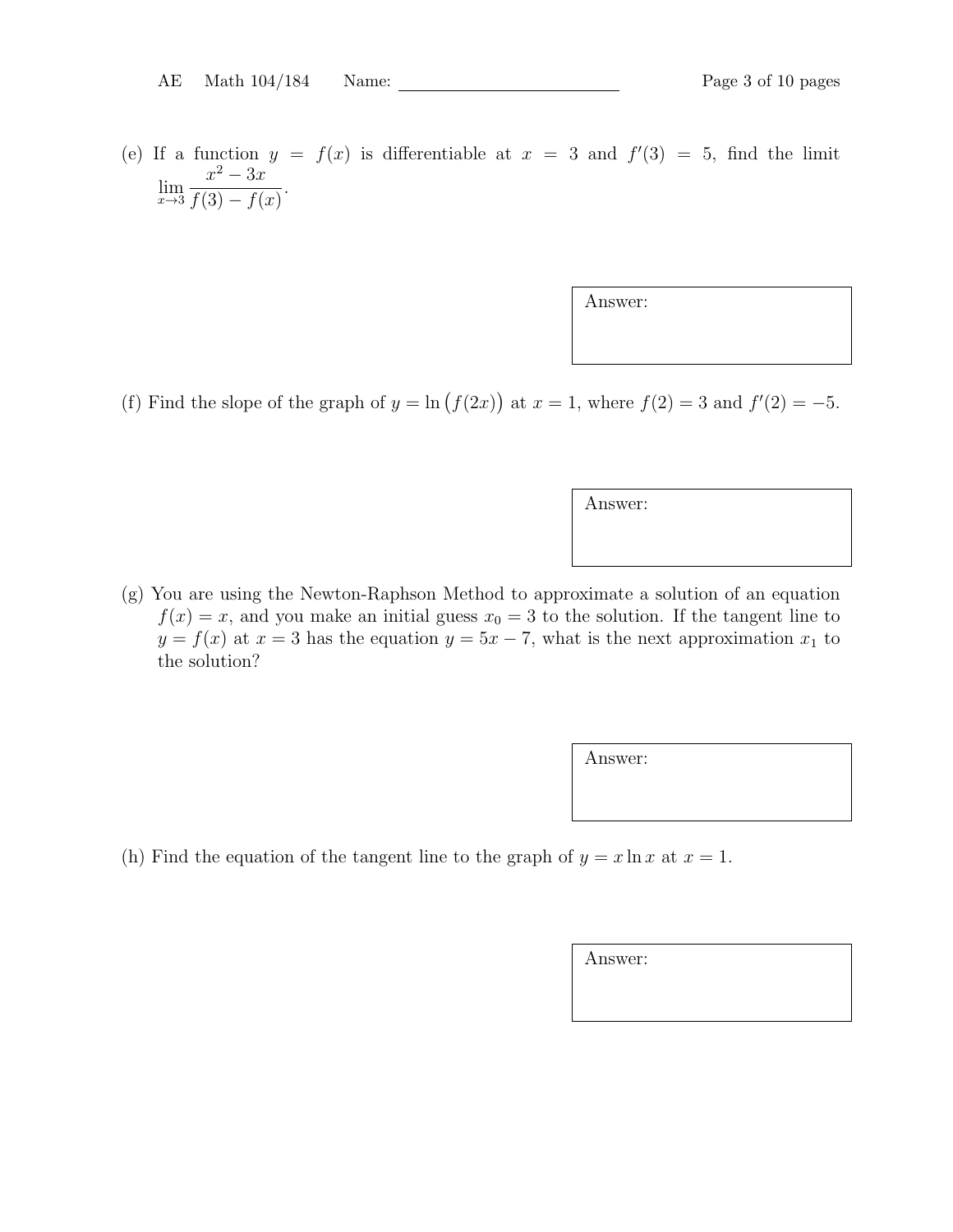(e) If a function $y = f(x)$ is differentiable at $x = 3$ and $f'(3) = 5$, find the limit $\lim_{x \to 3} \frac{x^2 - 3x}{f(3) - f(x)}$.

Answer:

(f) Find the slope of the graph of $y = \ln\big(f(2x)\big)$ at $x = 1$, where $f(2) = 3$ and $f'(2) = -5$.

Answer:

(g) You are using the Newton-Raphson Method to approximate a solution of an equation $f(x) = x$, and you make an initial guess $x_0 = 3$ to the solution. If the tangent line to $y = f(x)$ at $x = 3$ has the equation $y = 5x - 7$, what is the next approximation $x_1$ to the solution?

Answer:

(h) Find the equation of the tangent line to the graph of $y = x \ln x$ at $x = 1$.

Answer: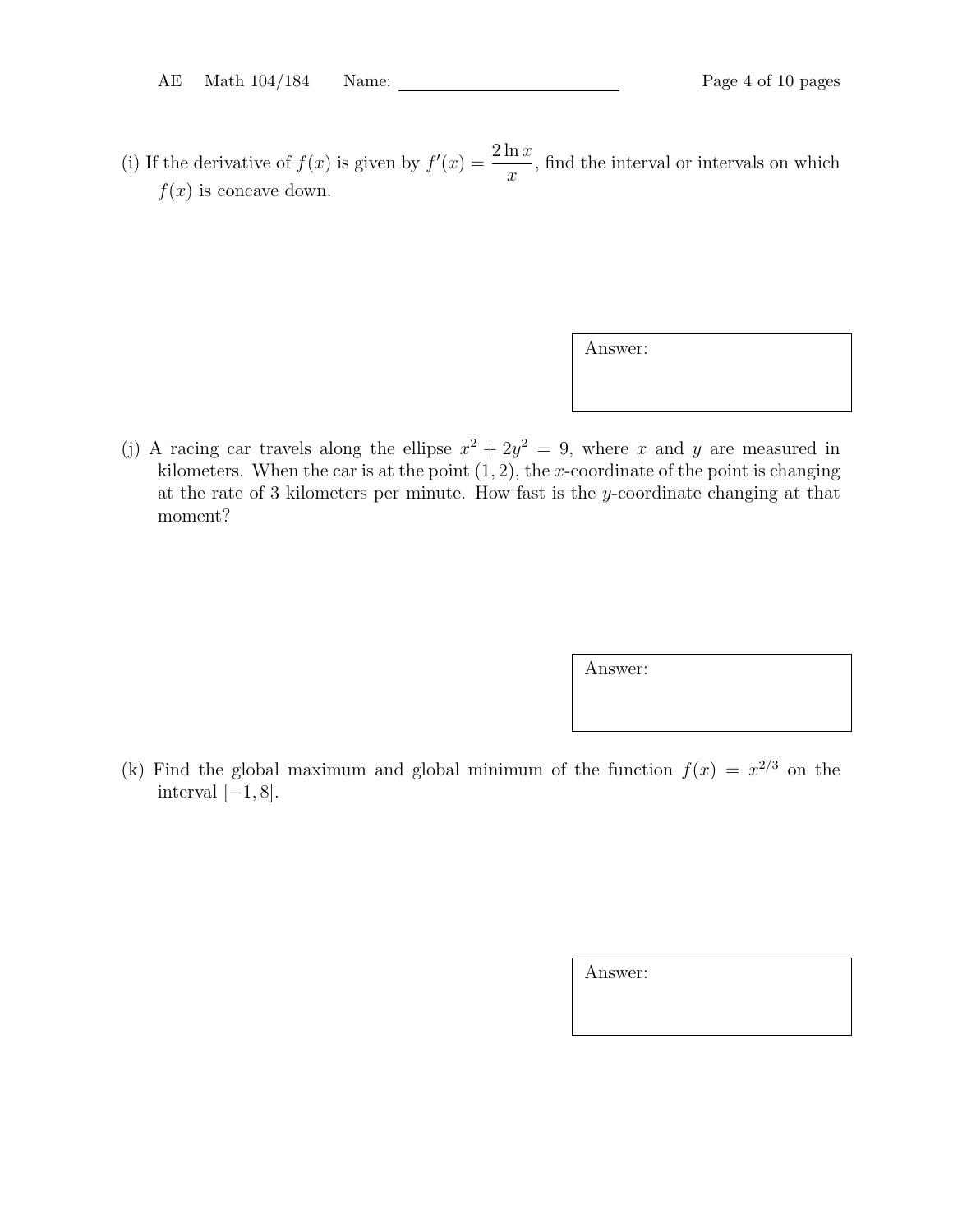(i) If the derivative of $f(x)$ is given by $f'(x) = \dfrac{2\ln x}{x}$, find the interval or intervals on which $f(x)$ is concave down.

Answer:

(j) A racing car travels along the ellipse $x^2 + 2y^2 = 9$, where $x$ and $y$ are measured in kilometers. When the car is at the point $(1, 2)$, the $x$-coordinate of the point is changing at the rate of 3 kilometers per minute. How fast is the $y$-coordinate changing at that moment?

Answer:

(k) Find the global maximum and global minimum of the function $f(x) = x^{2/3}$ on the interval $[-1, 8]$.

Answer: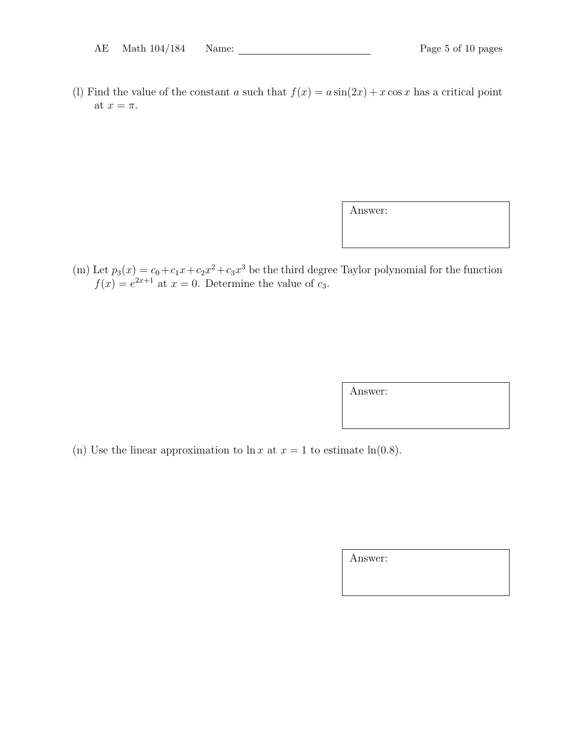(l) Find the value of the constant $a$ such that $f(x) = a\sin(2x) + x\cos x$ has a critical point at $x = \pi$.

Answer:

(m) Let $p_3(x) = c_0 + c_1x + c_2x^2 + c_3x^3$ be the third degree Taylor polynomial for the function $f(x) = e^{2x+1}$ at $x = 0$. Determine the value of $c_3$.

Answer:

(n) Use the linear approximation to $\ln x$ at $x = 1$ to estimate $\ln(0.8)$.

Answer: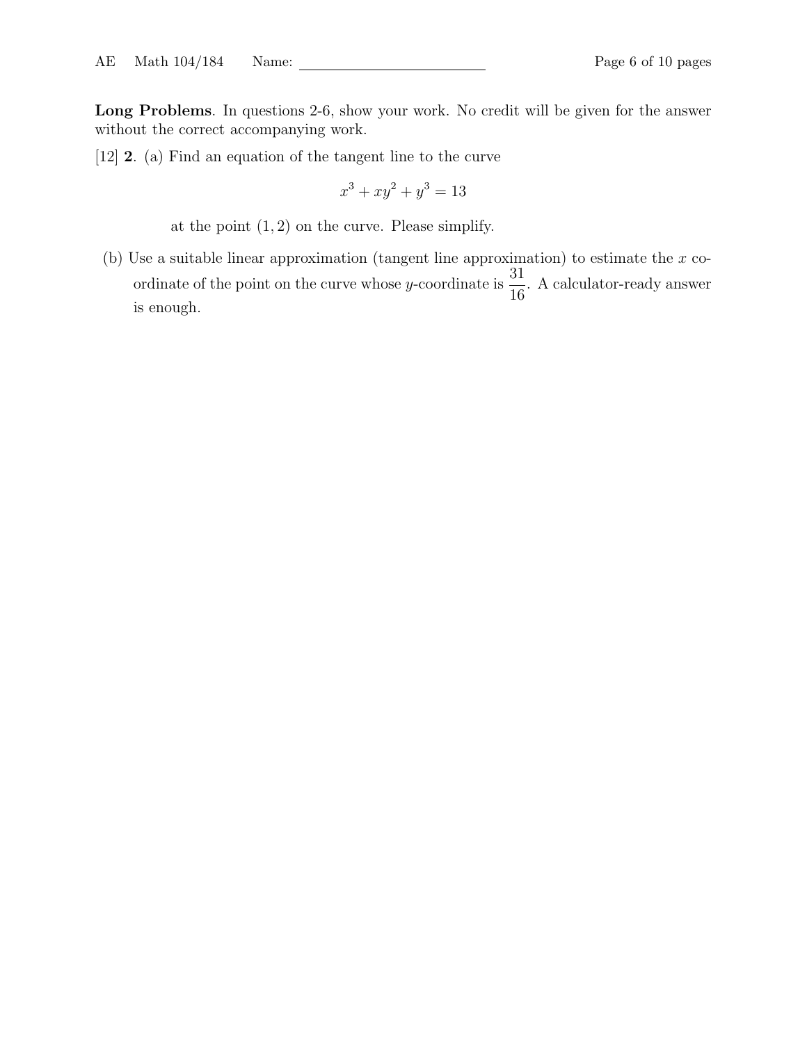**Long Problems**. In questions 2-6, show your work. No credit will be given for the answer without the correct accompanying work.

[12] **2**. (a) Find an equation of the tangent line to the curve

$$x^3 + xy^2 + y^3 = 13$$

at the point $(1, 2)$ on the curve. Please simplify.

(b) Use a suitable linear approximation (tangent line approximation) to estimate the $x$ coordinate of the point on the curve whose $y$-coordinate is $\frac{31}{16}$. A calculator-ready answer is enough.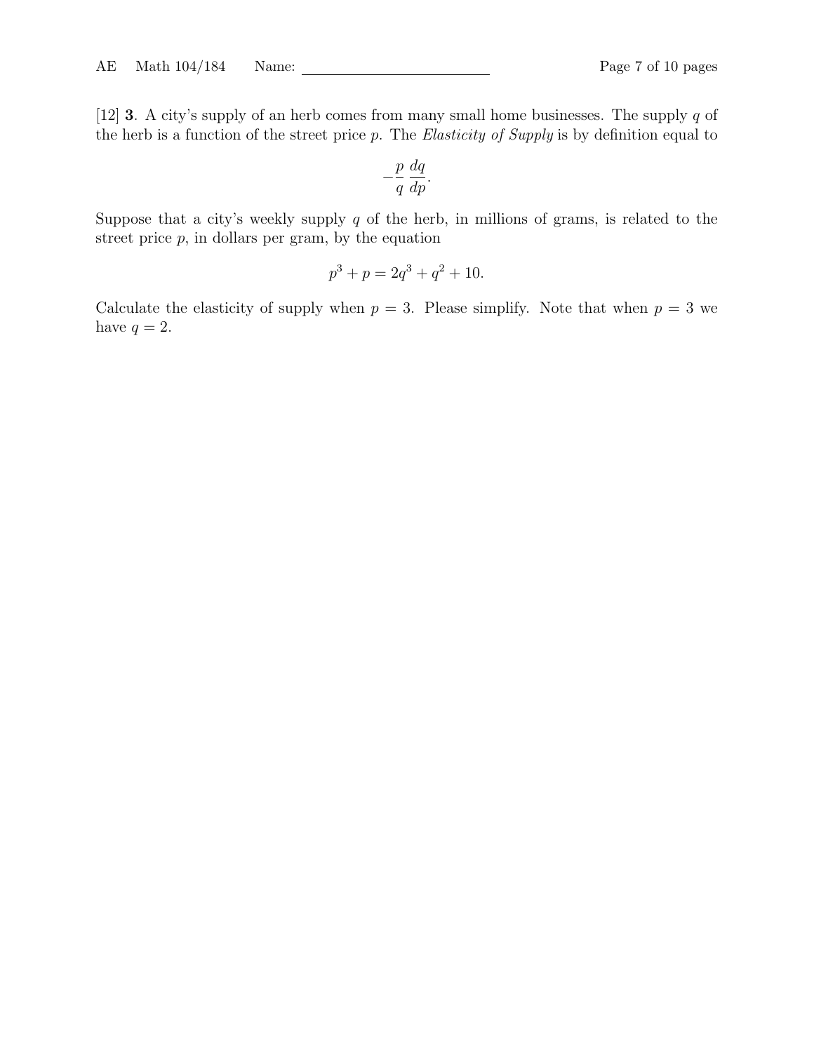[12] **3**. A city's supply of an herb comes from many small home businesses. The supply $q$ of the herb is a function of the street price $p$. The *Elasticity of Supply* is by definition equal to

$$-\frac{p}{q}\frac{dq}{dp}.$$

Suppose that a city's weekly supply $q$ of the herb, in millions of grams, is related to the street price $p$, in dollars per gram, by the equation

$$p^3 + p = 2q^3 + q^2 + 10.$$

Calculate the elasticity of supply when $p = 3$. Please simplify. Note that when $p = 3$ we have $q = 2$.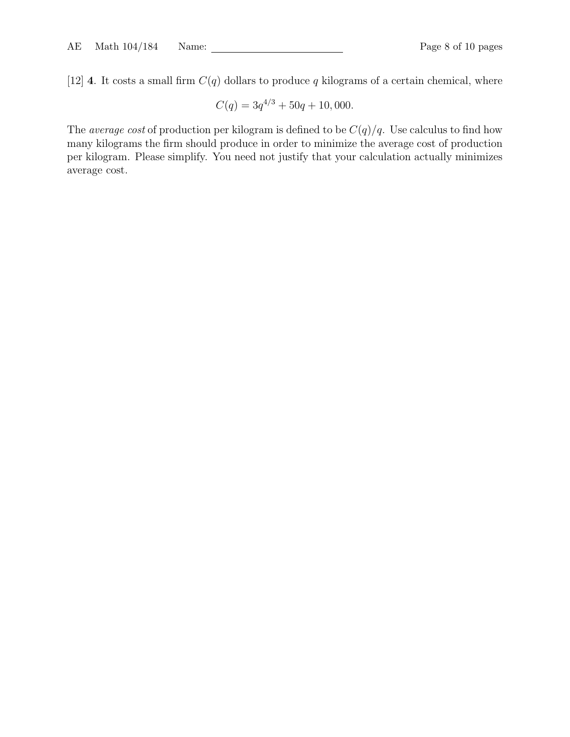[12] **4**. It costs a small firm $C(q)$ dollars to produce $q$ kilograms of a certain chemical, where

$$C(q) = 3q^{4/3} + 50q + 10,000.$$

The *average cost* of production per kilogram is defined to be $C(q)/q$. Use calculus to find how many kilograms the firm should produce in order to minimize the average cost of production per kilogram. Please simplify. You need not justify that your calculation actually minimizes average cost.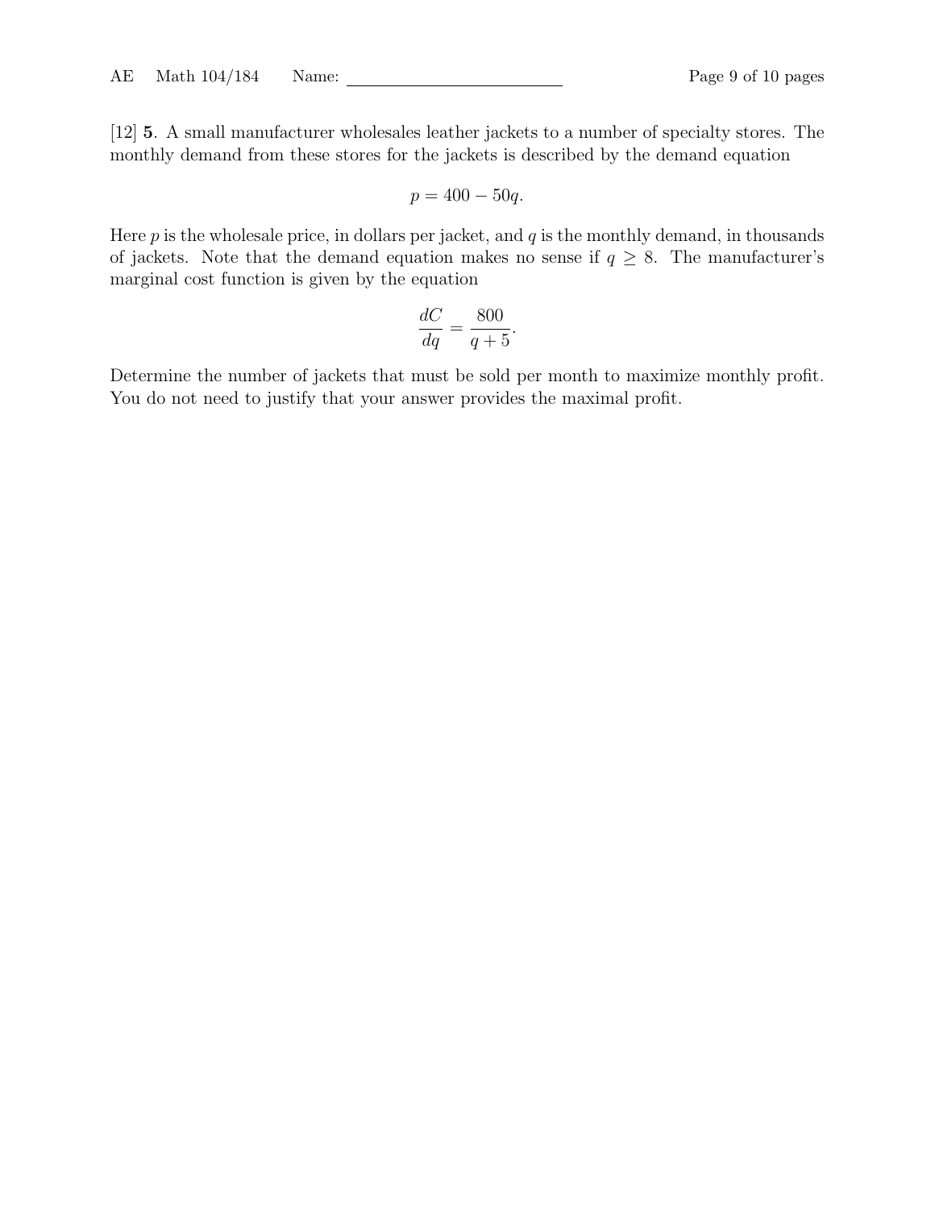[12] **5**. A small manufacturer wholesales leather jackets to a number of specialty stores. The monthly demand from these stores for the jackets is described by the demand equation

$$p = 400 - 50q.$$

Here $p$ is the wholesale price, in dollars per jacket, and $q$ is the monthly demand, in thousands of jackets. Note that the demand equation makes no sense if $q \geq 8$. The manufacturer's marginal cost function is given by the equation

$$\frac{dC}{dq} = \frac{800}{q+5}.$$

Determine the number of jackets that must be sold per month to maximize monthly profit. You do not need to justify that your answer provides the maximal profit.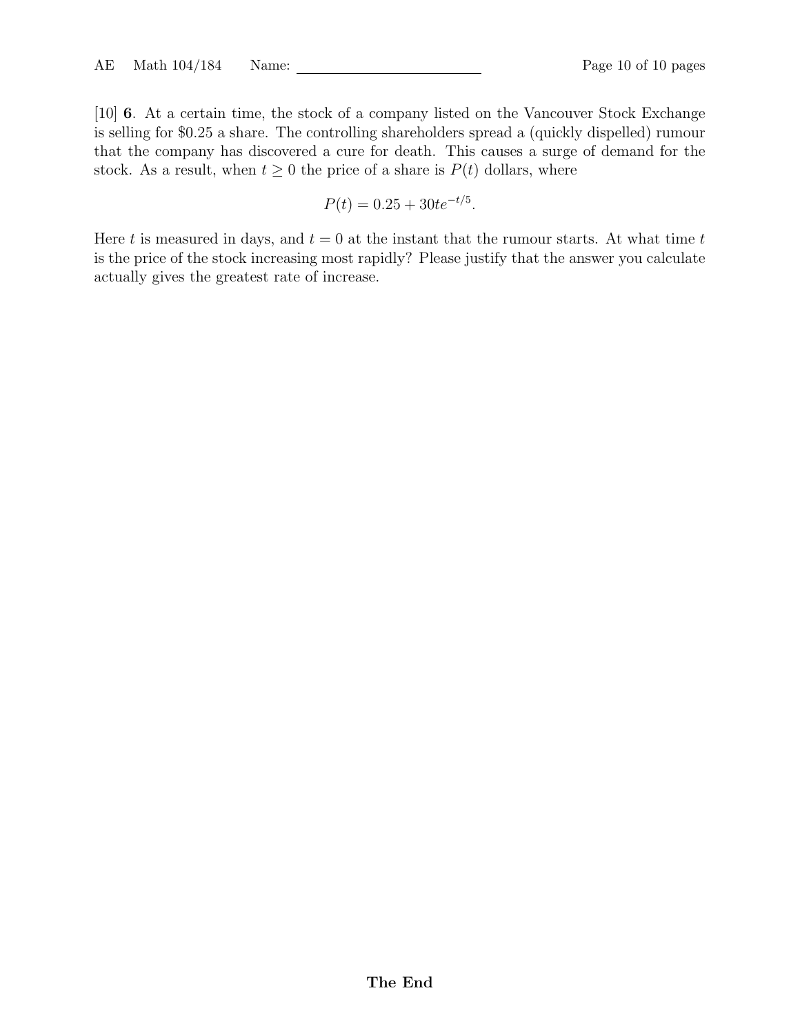[10] **6**. At a certain time, the stock of a company listed on the Vancouver Stock Exchange is selling for \$0.25 a share. The controlling shareholders spread a (quickly dispelled) rumour that the company has discovered a cure for death. This causes a surge of demand for the stock. As a result, when $t \geq 0$ the price of a share is $P(t)$ dollars, where

$$P(t) = 0.25 + 30te^{-t/5}.$$

Here $t$ is measured in days, and $t = 0$ at the instant that the rumour starts. At what time $t$ is the price of the stock increasing most rapidly? Please justify that the answer you calculate actually gives the greatest rate of increase.

**The End**